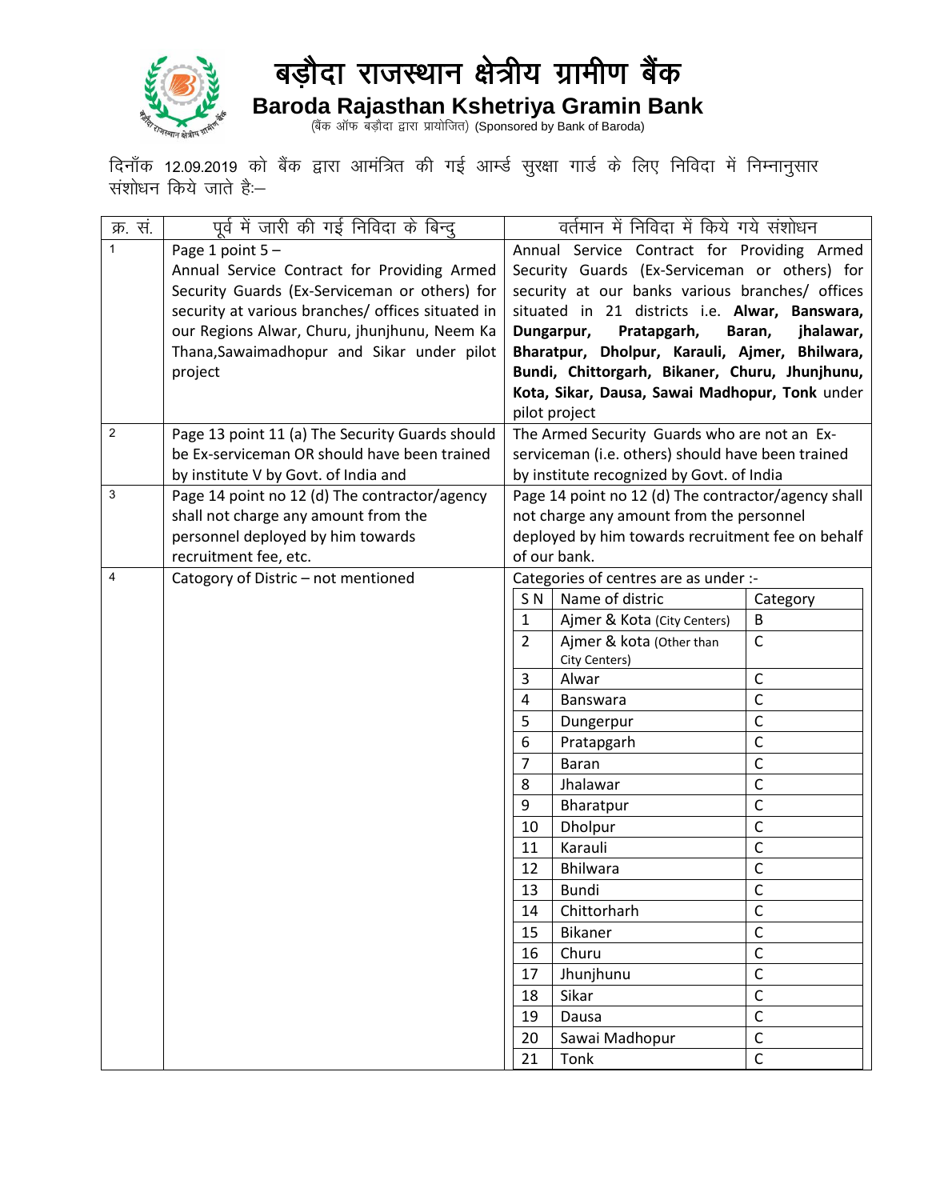# बड़ौदा राजस्थान क्षेत्रीय ग्रामीण बैंक

## Baroda Rajasthan Kshetriya Gramin Bank

(बैंक ऑफ बड़ौदा द्वारा प्रायोजित) (Sponsored by Bank of Baroda)

दिनाँक 12.09.2019 को बैंक द्वारा आमंत्रित की गई आर्म्ड सुरक्षा गार्ड के लिए निविदा में निम्नानुसार संशोधन किये जाते हैः–

| क्र. सं. | पूर्व में जारी की गई निविदा के बिन्दु | वर्तमान में निविदा में किये गये संशोधन |
|---|---|---|
| 1 | Page 1 point 5 – Annual Service Contract for Providing Armed Security Guards (Ex-Serviceman or others) for security at various branches/ offices situated in our Regions Alwar, Churu, jhunjhunu, Neem Ka Thana,Sawaimadhopur and Sikar under pilot project | Annual Service Contract for Providing Armed Security Guards (Ex-Serviceman or others) for security at our banks various branches/ offices situated in 21 districts i.e. **Alwar, Banswara, Dungarpur, Pratapgarh, Baran, jhalawar, Bharatpur, Dholpur, Karauli, Ajmer, Bhilwara, Bundi, Chittorgarh, Bikaner, Churu, Jhunjhunu, Kota, Sikar, Dausa, Sawai Madhopur, Tonk** under pilot project |
| 2 | Page 13 point 11 (a) The Security Guards should be Ex-serviceman OR should have been trained by institute V by Govt. of India and | The Armed Security Guards who are not an Ex-serviceman (i.e. others) should have been trained by institute recognized by Govt. of India |
| 3 | Page 14 point no 12 (d) The contractor/agency shall not charge any amount from the personnel deployed by him towards recruitment fee, etc. | Page 14 point no 12 (d) The contractor/agency shall not charge any amount from the personnel deployed by him towards recruitment fee on behalf of our bank. |
| 4 | Catogory of Distric – not mentioned | Categories of centres are as under :- |

| S N | Name of distric | Category |
|---|---|---|
| 1 | Ajmer & Kota (City Centers) | B |
| 2 | Ajmer & kota (Other than City Centers) | C |
| 3 | Alwar | C |
| 4 | Banswara | C |
| 5 | Dungerpur | C |
| 6 | Pratapgarh | C |
| 7 | Baran | C |
| 8 | Jhalawar | C |
| 9 | Bharatpur | C |
| 10 | Dholpur | C |
| 11 | Karauli | C |
| 12 | Bhilwara | C |
| 13 | Bundi | C |
| 14 | Chittorharh | C |
| 15 | Bikaner | C |
| 16 | Churu | C |
| 17 | Jhunjhunu | C |
| 18 | Sikar | C |
| 19 | Dausa | C |
| 20 | Sawai Madhopur | C |
| 21 | Tonk | C |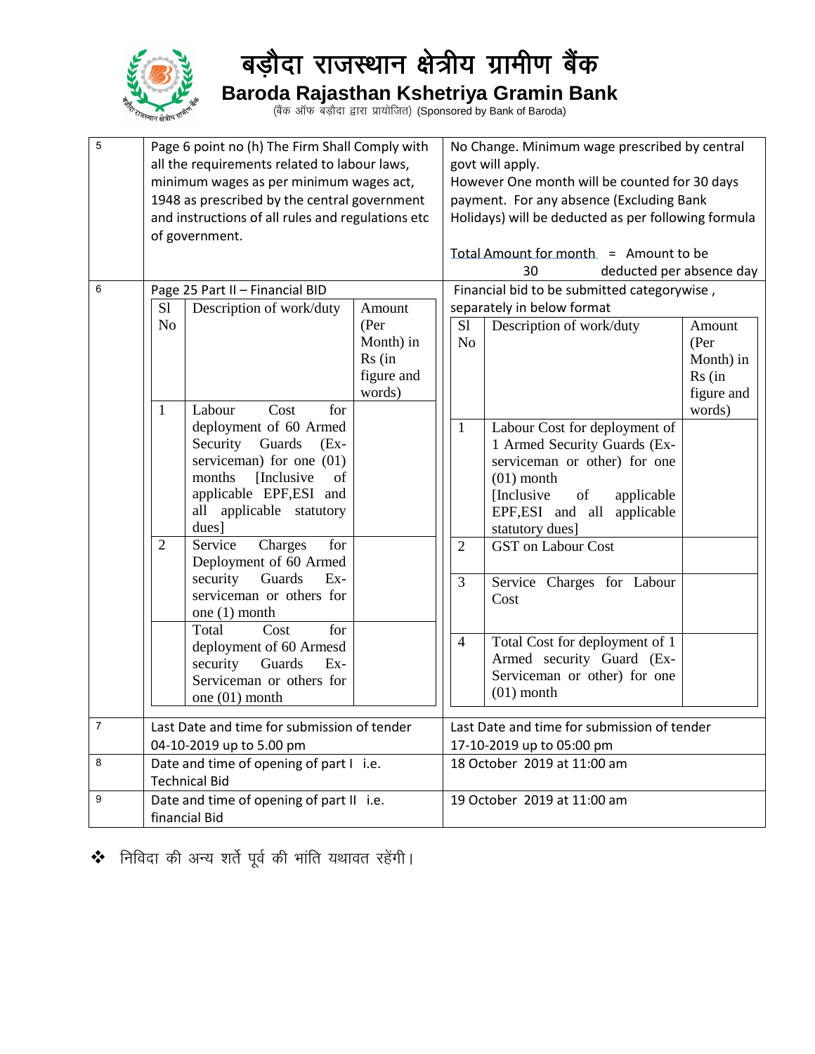# बड़ौदा राजस्थान क्षेत्रीय ग्रामीण बैंक

## Baroda Rajasthan Kshetriya Gramin Bank

(बैंक ऑफ बड़ौदा द्वारा प्रायोजित) (Sponsored by Bank of Baroda)

| | | |
|---|---|---|
| 5 | Page 6 point no (h) The Firm Shall Comply with all the requirements related to labour laws, minimum wages as per minimum wages act, 1948 as prescribed by the central government and instructions of all rules and regulations etc of government. | No Change. Minimum wage prescribed by central govt will apply.<br>However One month will be counted for 30 days payment. For any absence (Excluding Bank Holidays) will be deducted as per following formula<br><br>Total Amount for month / 30 = Amount to be deducted per absence day |
| 6 | Page 25 Part II – Financial BID<br><br>Sl No \| Description of work/duty \| Amount (Per Month) in Rs (in figure and words)<br>1 \| Labour Cost for deployment of 60 Armed Security Guards (Ex-serviceman) for one (01) months [Inclusive of applicable EPF,ESI and all applicable statutory dues] \|<br>2 \| Service Charges for Deployment of 60 Armed security Guards Ex-serviceman or others for one (1) month \|<br>\| Total Cost for deployment of 60 Armesd security Guards Ex-Serviceman or others for one (01) month \| | Financial bid to be submitted categorywise , separately in below format<br><br>Sl No \| Description of work/duty \| Amount (Per Month) in Rs (in figure and words)<br>1 \| Labour Cost for deployment of 1 Armed Security Guards (Ex-serviceman or other) for one (01) month [Inclusive of applicable EPF,ESI and all applicable statutory dues] \|<br>2 \| GST on Labour Cost \|<br>3 \| Service Charges for Labour Cost \|<br>4 \| Total Cost for deployment of 1 Armed security Guard (Ex-Serviceman or other) for one (01) month \| |
| 7 | Last Date and time for submission of tender 04-10-2019 up to 5.00 pm | Last Date and time for submission of tender 17-10-2019 up to 05:00 pm |
| 8 | Date and time of opening of part I i.e. Technical Bid | 18 October 2019 at 11:00 am |
| 9 | Date and time of opening of part II i.e. financial Bid | 19 October 2019 at 11:00 am |

❖ निविदा की अन्य शर्ते पूर्व की भांति यथावत रहेंगी।